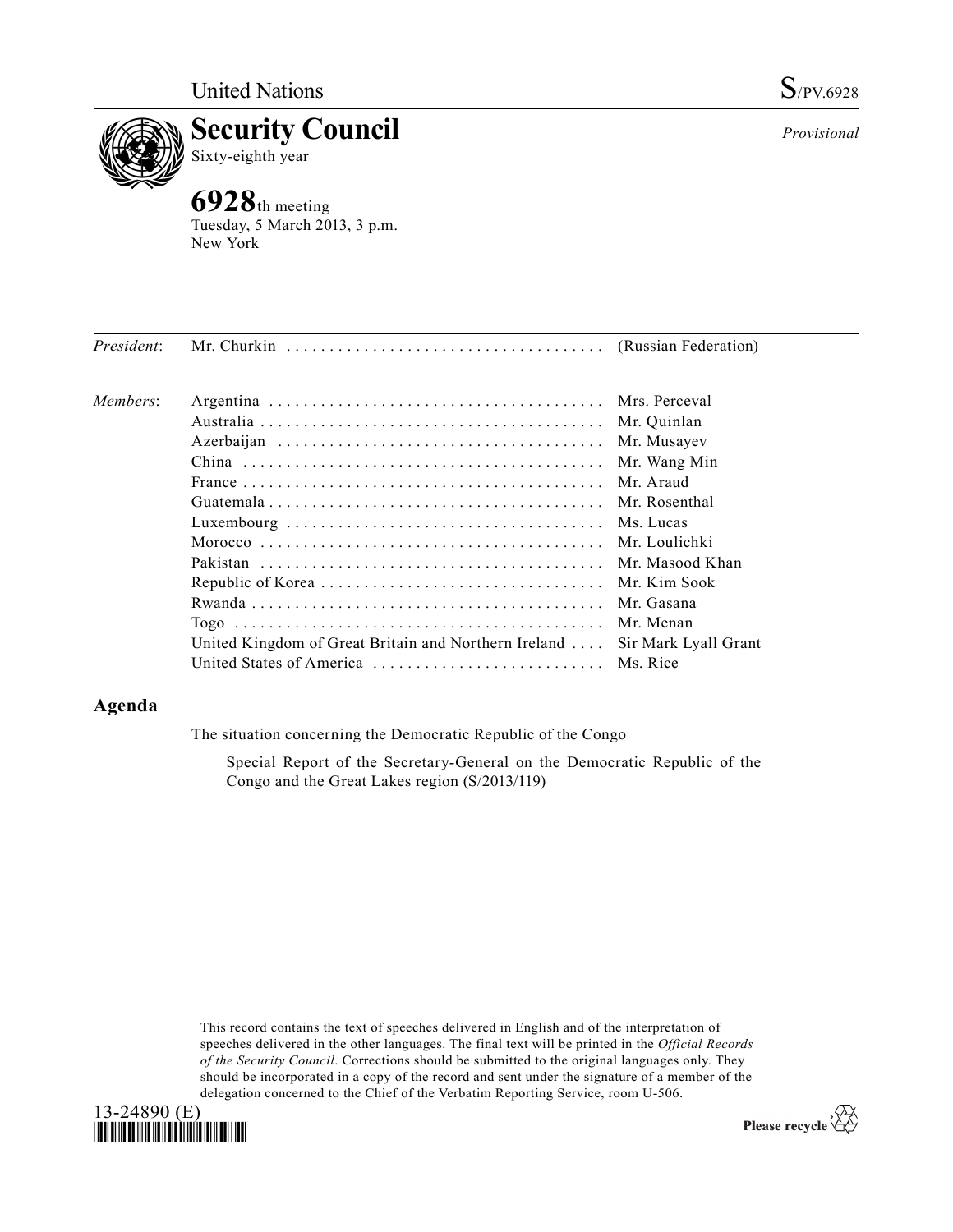United Nations

S/PV.6928

# Security Council

Sixty-eighth year

*Provisional*

**6928**th meeting
Tuesday, 5 March 2013, 3 p.m.
New York

| | | |
|---|---|---|
| *President*: | Mr. Churkin | (Russian Federation) |
| *Members*: | Argentina | Mrs. Perceval |
| | Australia | Mr. Quinlan |
| | Azerbaijan | Mr. Musayev |
| | China | Mr. Wang Min |
| | France | Mr. Araud |
| | Guatemala | Mr. Rosenthal |
| | Luxembourg | Ms. Lucas |
| | Morocco | Mr. Loulichki |
| | Pakistan | Mr. Masood Khan |
| | Republic of Korea | Mr. Kim Sook |
| | Rwanda | Mr. Gasana |
| | Togo | Mr. Menan |
| | United Kingdom of Great Britain and Northern Ireland | Sir Mark Lyall Grant |
| | United States of America | Ms. Rice |

## Agenda

The situation concerning the Democratic Republic of the Congo

Special Report of the Secretary-General on the Democratic Republic of the Congo and the Great Lakes region (S/2013/119)

This record contains the text of speeches delivered in English and of the interpretation of speeches delivered in the other languages. The final text will be printed in the *Official Records of the Security Council*. Corrections should be submitted to the original languages only. They should be incorporated in a copy of the record and sent under the signature of a member of the delegation concerned to the Chief of the Verbatim Reporting Service, room U-506.

13-24890 (E)

Please recycle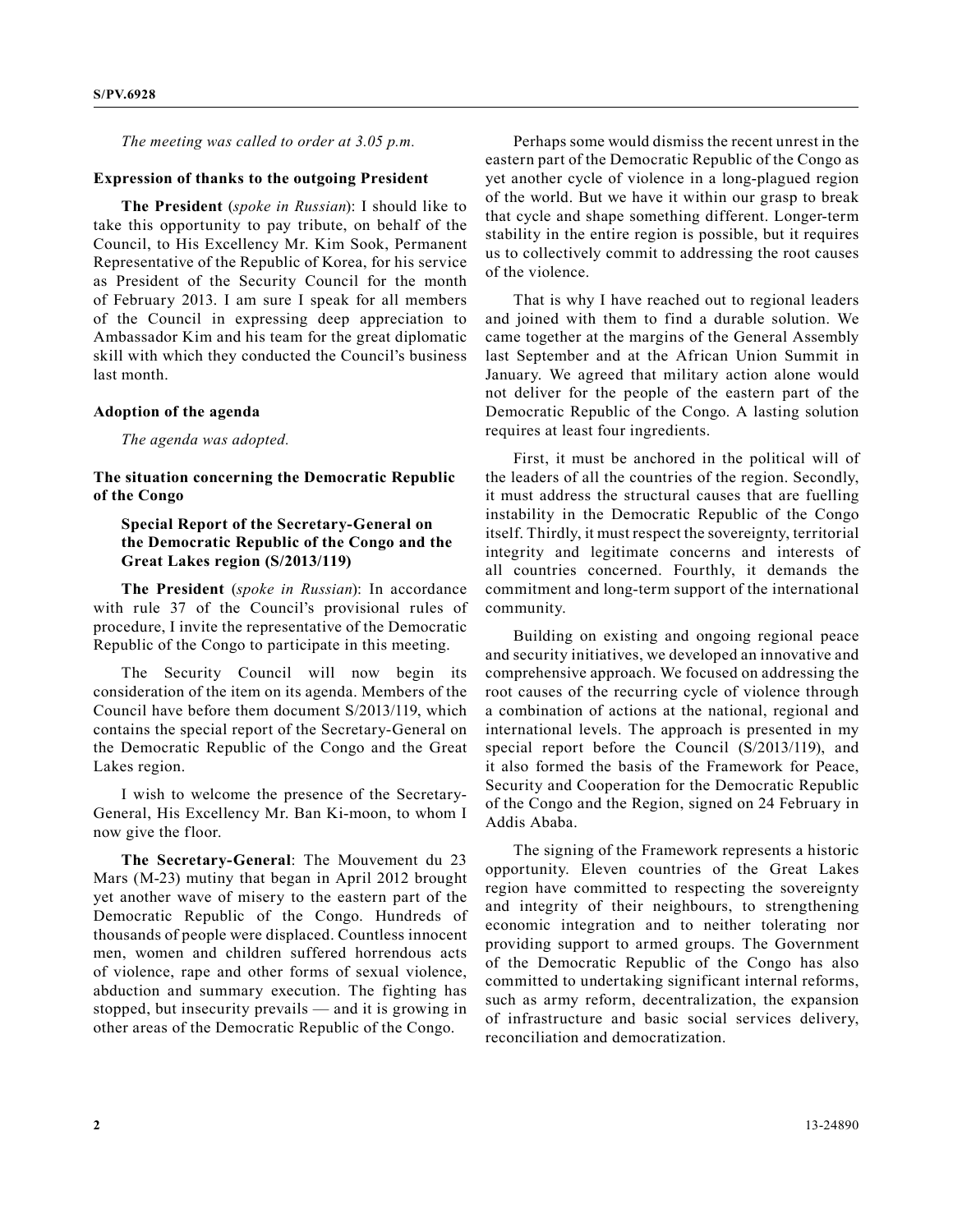*The meeting was called to order at 3.05 p.m.*

**Expression of thanks to the outgoing President**

**The President** (*spoke in Russian*): I should like to take this opportunity to pay tribute, on behalf of the Council, to His Excellency Mr. Kim Sook, Permanent Representative of the Republic of Korea, for his service as President of the Security Council for the month of February 2013. I am sure I speak for all members of the Council in expressing deep appreciation to Ambassador Kim and his team for the great diplomatic skill with which they conducted the Council's business last month.

**Adoption of the agenda**

*The agenda was adopted.*

**The situation concerning the Democratic Republic of the Congo**

**Special Report of the Secretary-General on the Democratic Republic of the Congo and the Great Lakes region (S/2013/119)**

**The President** (*spoke in Russian*): In accordance with rule 37 of the Council's provisional rules of procedure, I invite the representative of the Democratic Republic of the Congo to participate in this meeting.

The Security Council will now begin its consideration of the item on its agenda. Members of the Council have before them document S/2013/119, which contains the special report of the Secretary-General on the Democratic Republic of the Congo and the Great Lakes region.

I wish to welcome the presence of the Secretary-General, His Excellency Mr. Ban Ki-moon, to whom I now give the floor.

**The Secretary-General**: The Mouvement du 23 Mars (M-23) mutiny that began in April 2012 brought yet another wave of misery to the eastern part of the Democratic Republic of the Congo. Hundreds of thousands of people were displaced. Countless innocent men, women and children suffered horrendous acts of violence, rape and other forms of sexual violence, abduction and summary execution. The fighting has stopped, but insecurity prevails — and it is growing in other areas of the Democratic Republic of the Congo.

Perhaps some would dismiss the recent unrest in the eastern part of the Democratic Republic of the Congo as yet another cycle of violence in a long-plagued region of the world. But we have it within our grasp to break that cycle and shape something different. Longer-term stability in the entire region is possible, but it requires us to collectively commit to addressing the root causes of the violence.

That is why I have reached out to regional leaders and joined with them to find a durable solution. We came together at the margins of the General Assembly last September and at the African Union Summit in January. We agreed that military action alone would not deliver for the people of the eastern part of the Democratic Republic of the Congo. A lasting solution requires at least four ingredients.

First, it must be anchored in the political will of the leaders of all the countries of the region. Secondly, it must address the structural causes that are fuelling instability in the Democratic Republic of the Congo itself. Thirdly, it must respect the sovereignty, territorial integrity and legitimate concerns and interests of all countries concerned. Fourthly, it demands the commitment and long-term support of the international community.

Building on existing and ongoing regional peace and security initiatives, we developed an innovative and comprehensive approach. We focused on addressing the root causes of the recurring cycle of violence through a combination of actions at the national, regional and international levels. The approach is presented in my special report before the Council (S/2013/119), and it also formed the basis of the Framework for Peace, Security and Cooperation for the Democratic Republic of the Congo and the Region, signed on 24 February in Addis Ababa.

The signing of the Framework represents a historic opportunity. Eleven countries of the Great Lakes region have committed to respecting the sovereignty and integrity of their neighbours, to strengthening economic integration and to neither tolerating nor providing support to armed groups. The Government of the Democratic Republic of the Congo has also committed to undertaking significant internal reforms, such as army reform, decentralization, the expansion of infrastructure and basic social services delivery, reconciliation and democratization.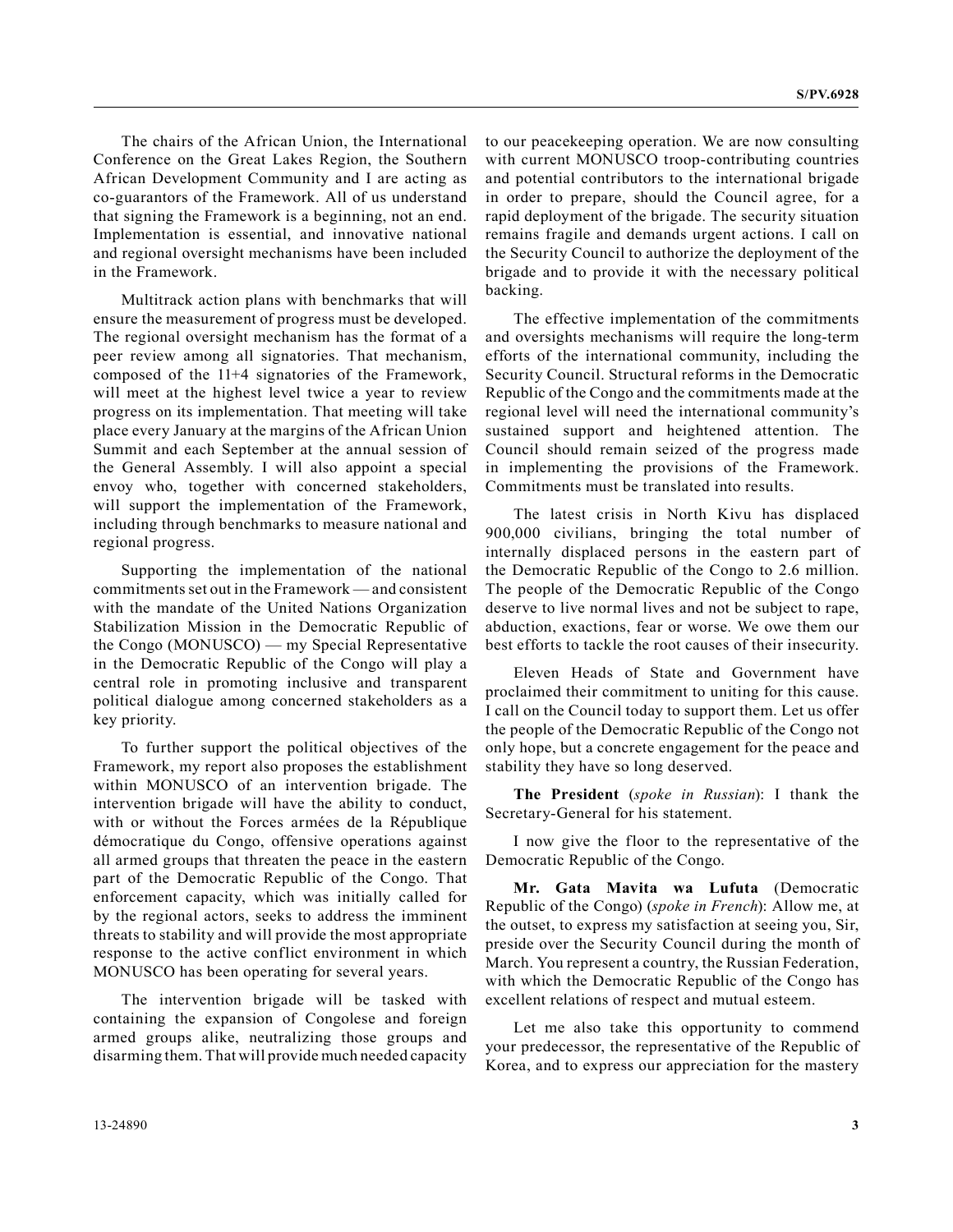The chairs of the African Union, the International Conference on the Great Lakes Region, the Southern African Development Community and I are acting as co-guarantors of the Framework. All of us understand that signing the Framework is a beginning, not an end. Implementation is essential, and innovative national and regional oversight mechanisms have been included in the Framework.

Multitrack action plans with benchmarks that will ensure the measurement of progress must be developed. The regional oversight mechanism has the format of a peer review among all signatories. That mechanism, composed of the 11+4 signatories of the Framework, will meet at the highest level twice a year to review progress on its implementation. That meeting will take place every January at the margins of the African Union Summit and each September at the annual session of the General Assembly. I will also appoint a special envoy who, together with concerned stakeholders, will support the implementation of the Framework, including through benchmarks to measure national and regional progress.

Supporting the implementation of the national commitments set out in the Framework — and consistent with the mandate of the United Nations Organization Stabilization Mission in the Democratic Republic of the Congo (MONUSCO) — my Special Representative in the Democratic Republic of the Congo will play a central role in promoting inclusive and transparent political dialogue among concerned stakeholders as a key priority.

To further support the political objectives of the Framework, my report also proposes the establishment within MONUSCO of an intervention brigade. The intervention brigade will have the ability to conduct, with or without the Forces armées de la République démocratique du Congo, offensive operations against all armed groups that threaten the peace in the eastern part of the Democratic Republic of the Congo. That enforcement capacity, which was initially called for by the regional actors, seeks to address the imminent threats to stability and will provide the most appropriate response to the active conflict environment in which MONUSCO has been operating for several years.

The intervention brigade will be tasked with containing the expansion of Congolese and foreign armed groups alike, neutralizing those groups and disarming them. That will provide much needed capacity to our peacekeeping operation. We are now consulting with current MONUSCO troop-contributing countries and potential contributors to the international brigade in order to prepare, should the Council agree, for a rapid deployment of the brigade. The security situation remains fragile and demands urgent actions. I call on the Security Council to authorize the deployment of the brigade and to provide it with the necessary political backing.

The effective implementation of the commitments and oversights mechanisms will require the long-term efforts of the international community, including the Security Council. Structural reforms in the Democratic Republic of the Congo and the commitments made at the regional level will need the international community's sustained support and heightened attention. The Council should remain seized of the progress made in implementing the provisions of the Framework. Commitments must be translated into results.

The latest crisis in North Kivu has displaced 900,000 civilians, bringing the total number of internally displaced persons in the eastern part of the Democratic Republic of the Congo to 2.6 million. The people of the Democratic Republic of the Congo deserve to live normal lives and not be subject to rape, abduction, exactions, fear or worse. We owe them our best efforts to tackle the root causes of their insecurity.

Eleven Heads of State and Government have proclaimed their commitment to uniting for this cause. I call on the Council today to support them. Let us offer the people of the Democratic Republic of the Congo not only hope, but a concrete engagement for the peace and stability they have so long deserved.

**The President** (*spoke in Russian*): I thank the Secretary-General for his statement.

I now give the floor to the representative of the Democratic Republic of the Congo.

**Mr. Gata Mavita wa Lufuta** (Democratic Republic of the Congo) (*spoke in French*): Allow me, at the outset, to express my satisfaction at seeing you, Sir, preside over the Security Council during the month of March. You represent a country, the Russian Federation, with which the Democratic Republic of the Congo has excellent relations of respect and mutual esteem.

Let me also take this opportunity to commend your predecessor, the representative of the Republic of Korea, and to express our appreciation for the mastery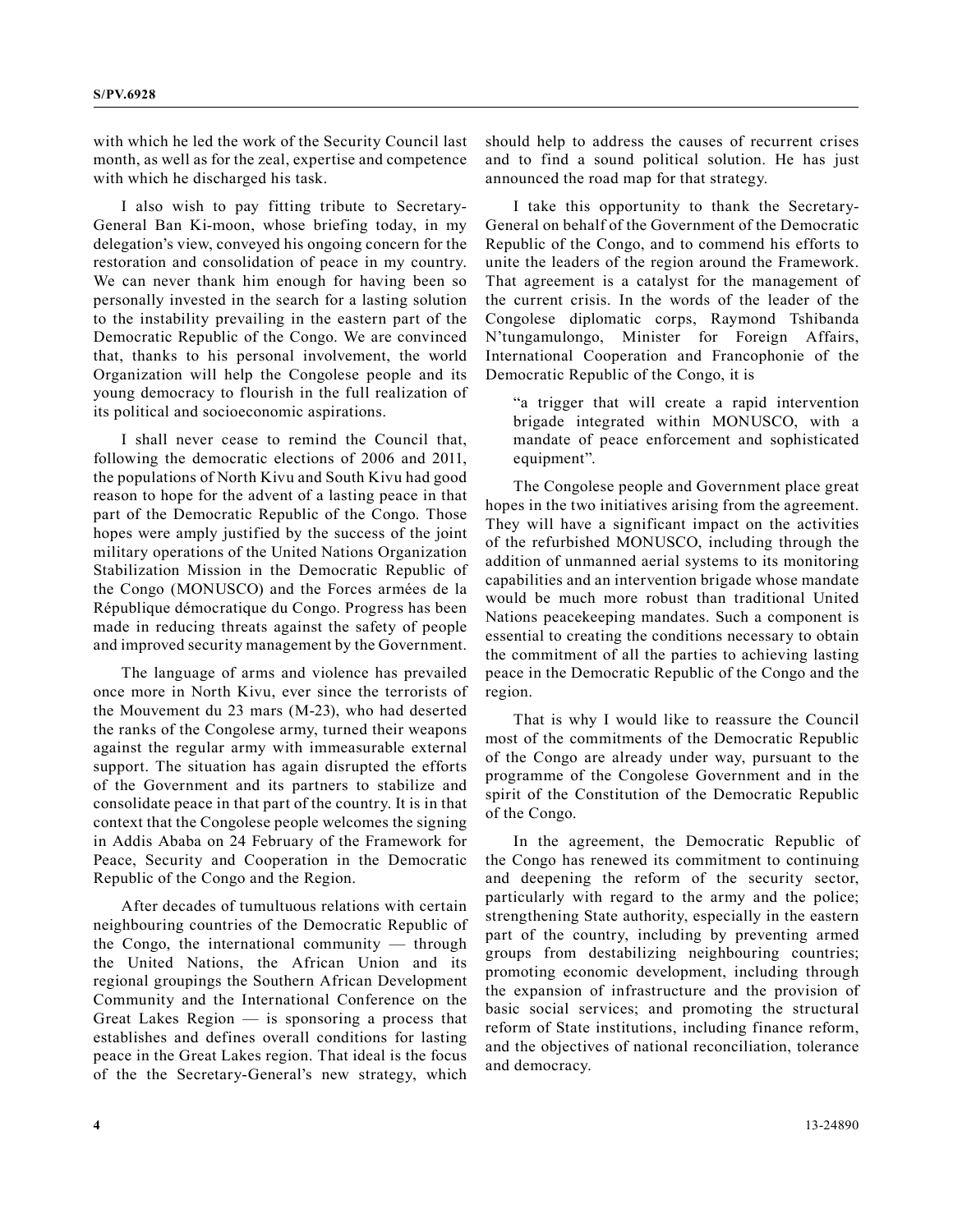with which he led the work of the Security Council last month, as well as for the zeal, expertise and competence with which he discharged his task.

I also wish to pay fitting tribute to Secretary-General Ban Ki-moon, whose briefing today, in my delegation's view, conveyed his ongoing concern for the restoration and consolidation of peace in my country. We can never thank him enough for having been so personally invested in the search for a lasting solution to the instability prevailing in the eastern part of the Democratic Republic of the Congo. We are convinced that, thanks to his personal involvement, the world Organization will help the Congolese people and its young democracy to flourish in the full realization of its political and socioeconomic aspirations.

I shall never cease to remind the Council that, following the democratic elections of 2006 and 2011, the populations of North Kivu and South Kivu had good reason to hope for the advent of a lasting peace in that part of the Democratic Republic of the Congo. Those hopes were amply justified by the success of the joint military operations of the United Nations Organization Stabilization Mission in the Democratic Republic of the Congo (MONUSCO) and the Forces armées de la République démocratique du Congo. Progress has been made in reducing threats against the safety of people and improved security management by the Government.

The language of arms and violence has prevailed once more in North Kivu, ever since the terrorists of the Mouvement du 23 mars (M-23), who had deserted the ranks of the Congolese army, turned their weapons against the regular army with immeasurable external support. The situation has again disrupted the efforts of the Government and its partners to stabilize and consolidate peace in that part of the country. It is in that context that the Congolese people welcomes the signing in Addis Ababa on 24 February of the Framework for Peace, Security and Cooperation in the Democratic Republic of the Congo and the Region.

After decades of tumultuous relations with certain neighbouring countries of the Democratic Republic of the Congo, the international community — through the United Nations, the African Union and its regional groupings the Southern African Development Community and the International Conference on the Great Lakes Region — is sponsoring a process that establishes and defines overall conditions for lasting peace in the Great Lakes region. That ideal is the focus of the the Secretary-General's new strategy, which should help to address the causes of recurrent crises and to find a sound political solution. He has just announced the road map for that strategy.

I take this opportunity to thank the Secretary-General on behalf of the Government of the Democratic Republic of the Congo, and to commend his efforts to unite the leaders of the region around the Framework. That agreement is a catalyst for the management of the current crisis. In the words of the leader of the Congolese diplomatic corps, Raymond Tshibanda N'tungamulongo, Minister for Foreign Affairs, International Cooperation and Francophonie of the Democratic Republic of the Congo, it is

> "a trigger that will create a rapid intervention brigade integrated within MONUSCO, with a mandate of peace enforcement and sophisticated equipment".

The Congolese people and Government place great hopes in the two initiatives arising from the agreement. They will have a significant impact on the activities of the refurbished MONUSCO, including through the addition of unmanned aerial systems to its monitoring capabilities and an intervention brigade whose mandate would be much more robust than traditional United Nations peacekeeping mandates. Such a component is essential to creating the conditions necessary to obtain the commitment of all the parties to achieving lasting peace in the Democratic Republic of the Congo and the region.

That is why I would like to reassure the Council most of the commitments of the Democratic Republic of the Congo are already under way, pursuant to the programme of the Congolese Government and in the spirit of the Constitution of the Democratic Republic of the Congo.

In the agreement, the Democratic Republic of the Congo has renewed its commitment to continuing and deepening the reform of the security sector, particularly with regard to the army and the police; strengthening State authority, especially in the eastern part of the country, including by preventing armed groups from destabilizing neighbouring countries; promoting economic development, including through the expansion of infrastructure and the provision of basic social services; and promoting the structural reform of State institutions, including finance reform, and the objectives of national reconciliation, tolerance and democracy.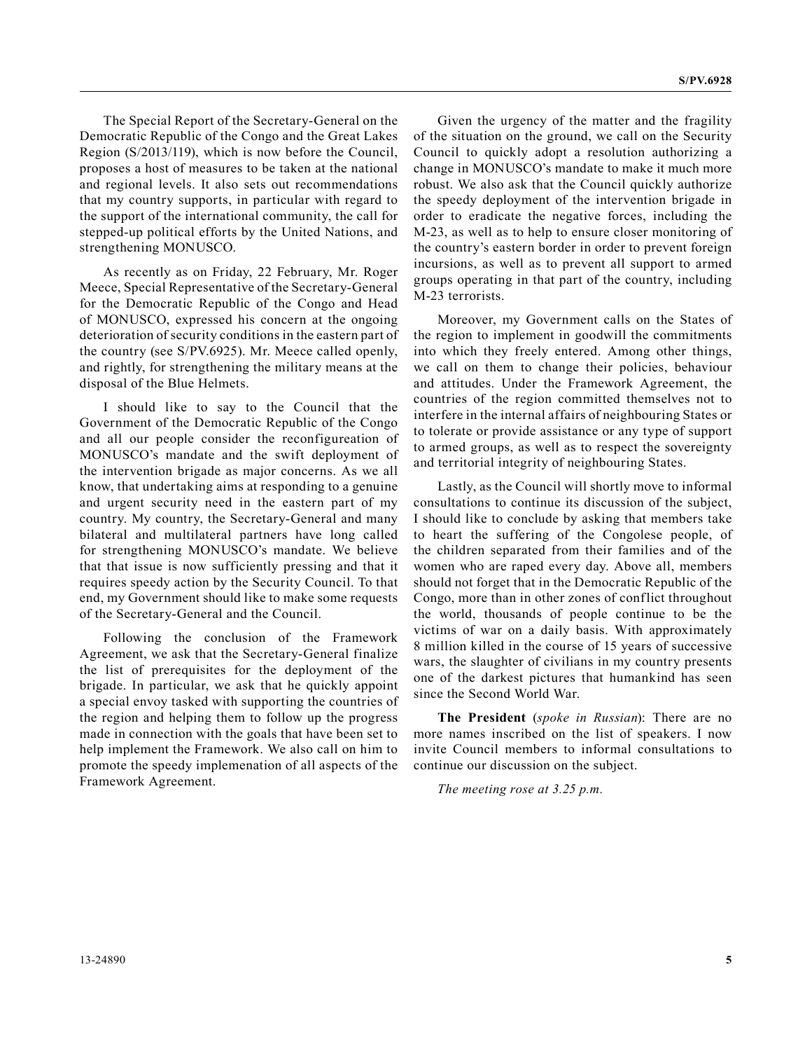The Special Report of the Secretary-General on the Democratic Republic of the Congo and the Great Lakes Region (S/2013/119), which is now before the Council, proposes a host of measures to be taken at the national and regional levels. It also sets out recommendations that my country supports, in particular with regard to the support of the international community, the call for stepped-up political efforts by the United Nations, and strengthening MONUSCO.

As recently as on Friday, 22 February, Mr. Roger Meece, Special Representative of the Secretary-General for the Democratic Republic of the Congo and Head of MONUSCO, expressed his concern at the ongoing deterioration of security conditions in the eastern part of the country (see S/PV.6925). Mr. Meece called openly, and rightly, for strengthening the military means at the disposal of the Blue Helmets.

I should like to say to the Council that the Government of the Democratic Republic of the Congo and all our people consider the reconfigureation of MONUSCO's mandate and the swift deployment of the intervention brigade as major concerns. As we all know, that undertaking aims at responding to a genuine and urgent security need in the eastern part of my country. My country, the Secretary-General and many bilateral and multilateral partners have long called for strengthening MONUSCO's mandate. We believe that that issue is now sufficiently pressing and that it requires speedy action by the Security Council. To that end, my Government should like to make some requests of the Secretary-General and the Council.

Following the conclusion of the Framework Agreement, we ask that the Secretary-General finalize the list of prerequisites for the deployment of the brigade. In particular, we ask that he quickly appoint a special envoy tasked with supporting the countries of the region and helping them to follow up the progress made in connection with the goals that have been set to help implement the Framework. We also call on him to promote the speedy implemenation of all aspects of the Framework Agreement.

Given the urgency of the matter and the fragility of the situation on the ground, we call on the Security Council to quickly adopt a resolution authorizing a change in MONUSCO's mandate to make it much more robust. We also ask that the Council quickly authorize the speedy deployment of the intervention brigade in order to eradicate the negative forces, including the M-23, as well as to help to ensure closer monitoring of the country's eastern border in order to prevent foreign incursions, as well as to prevent all support to armed groups operating in that part of the country, including M-23 terrorists.

Moreover, my Government calls on the States of the region to implement in goodwill the commitments into which they freely entered. Among other things, we call on them to change their policies, behaviour and attitudes. Under the Framework Agreement, the countries of the region committed themselves not to interfere in the internal affairs of neighbouring States or to tolerate or provide assistance or any type of support to armed groups, as well as to respect the sovereignty and territorial integrity of neighbouring States.

Lastly, as the Council will shortly move to informal consultations to continue its discussion of the subject, I should like to conclude by asking that members take to heart the suffering of the Congolese people, of the children separated from their families and of the women who are raped every day. Above all, members should not forget that in the Democratic Republic of the Congo, more than in other zones of conflict throughout the world, thousands of people continue to be the victims of war on a daily basis. With approximately 8 million killed in the course of 15 years of successive wars, the slaughter of civilians in my country presents one of the darkest pictures that humankind has seen since the Second World War.

**The President** (*spoke in Russian*): There are no more names inscribed on the list of speakers. I now invite Council members to informal consultations to continue our discussion on the subject.

*The meeting rose at 3.25 p.m.*